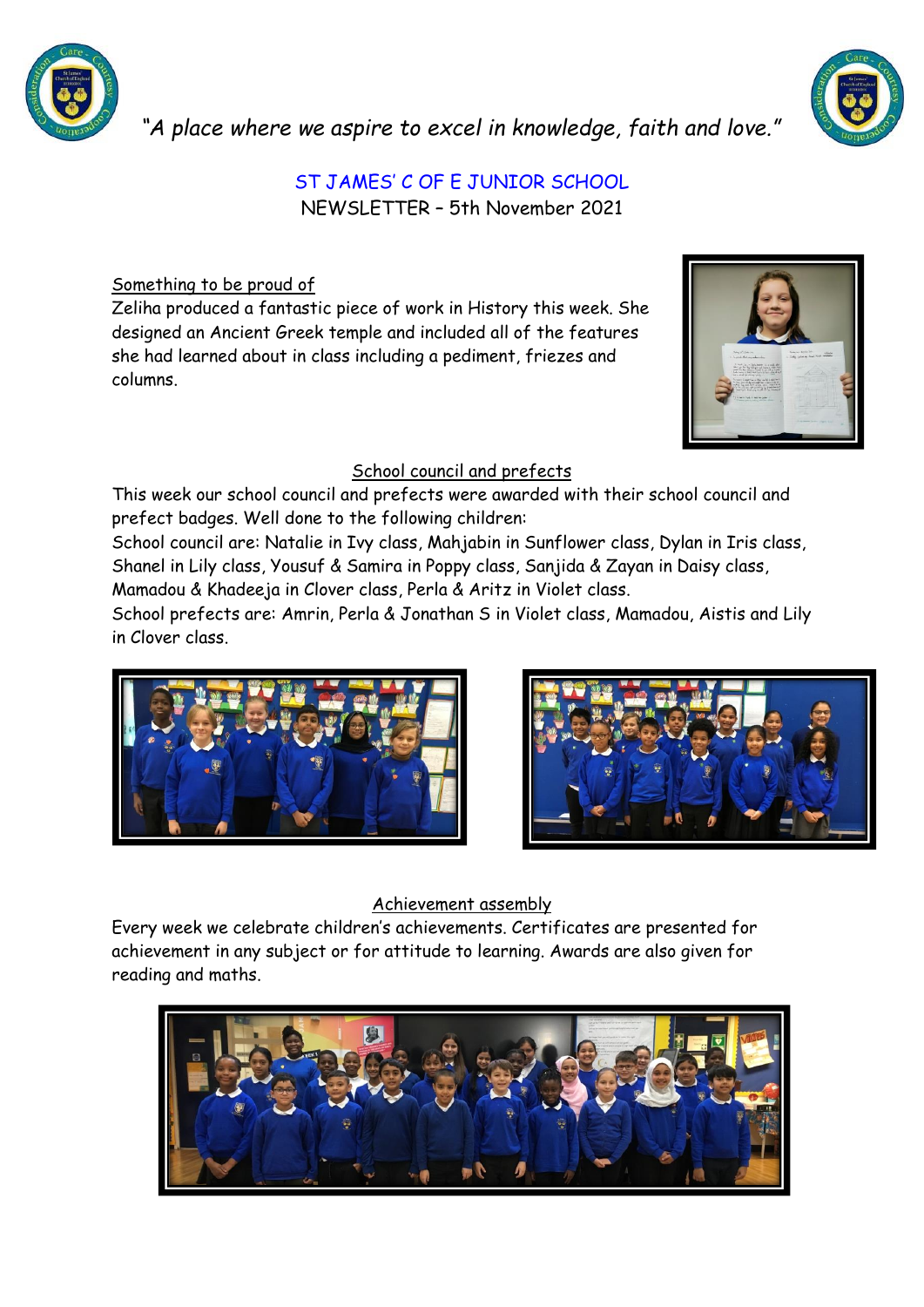*"A place where we aspire to excel in knowledge, faith and love."*

# ST JAMES' C OF E JUNIOR SCHOOL

NEWSLETTER – 5th November 2021

## Something to be proud of

Zeliha produced a fantastic piece of work in History this week. She designed an Ancient Greek temple and included all of the features she had learned about in class including a pediment, friezes and columns.

## School council and prefects

This week our school council and prefects were awarded with their school council and prefect badges. Well done to the following children:

School council are: Natalie in Ivy class, Mahjabin in Sunflower class, Dylan in Iris class, Shanel in Lily class, Yousuf & Samira in Poppy class, Sanjida & Zayan in Daisy class, Mamadou & Khadeeja in Clover class, Perla & Aritz in Violet class.

School prefects are: Amrin, Perla & Jonathan S in Violet class, Mamadou, Aistis and Lily in Clover class.

## Achievement assembly

Every week we celebrate children's achievements. Certificates are presented for achievement in any subject or for attitude to learning. Awards are also given for reading and maths.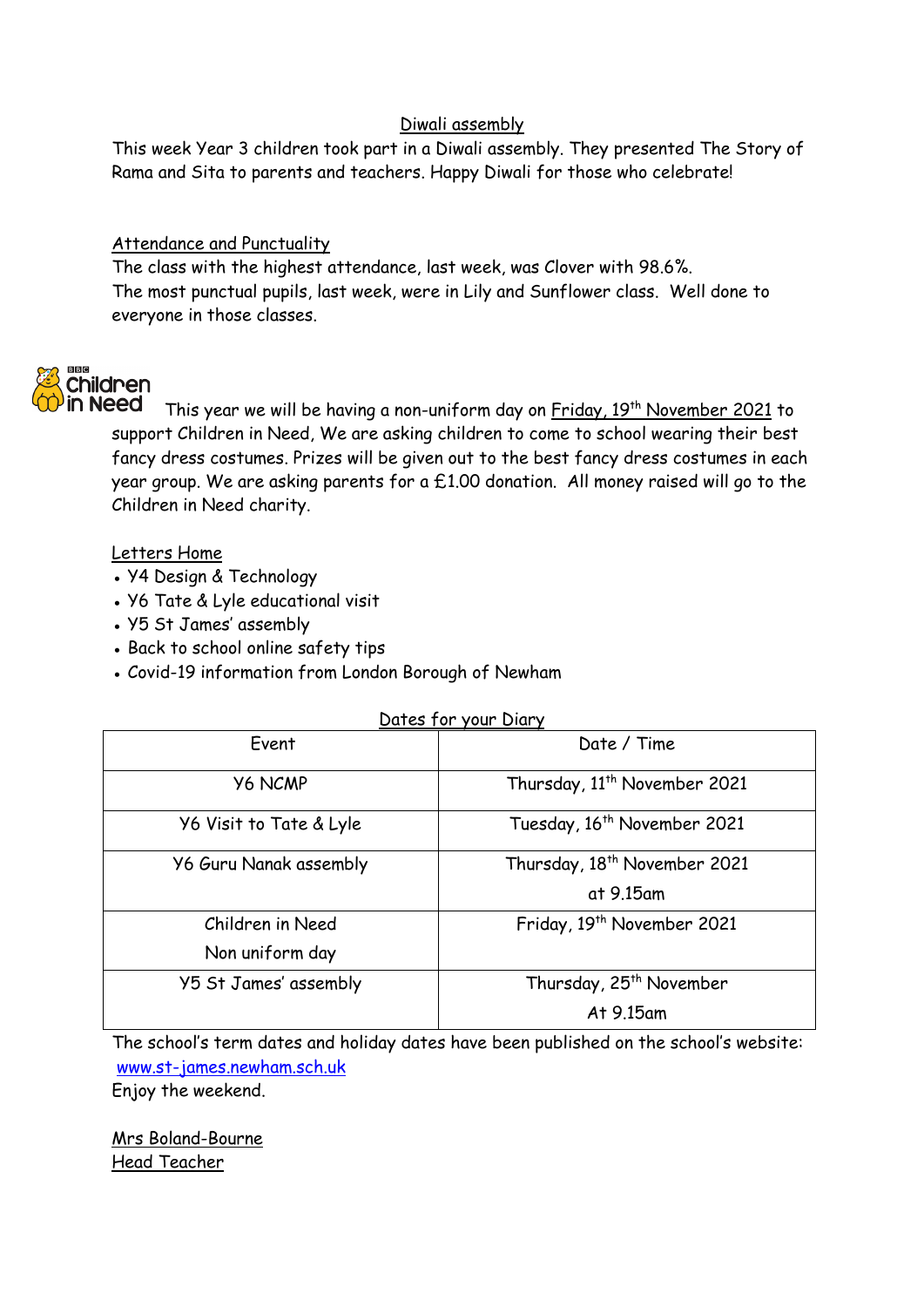## Diwali assembly

This week Year 3 children took part in a Diwali assembly. They presented The Story of Rama and Sita to parents and teachers. Happy Diwali for those who celebrate!

## Attendance and Punctuality

The class with the highest attendance, last week, was Clover with 98.6%.
The most punctual pupils, last week, were in Lily and Sunflower class. Well done to everyone in those classes.

BBC Children in Need

This year we will be having a non-uniform day on Friday, 19th November 2021 to support Children in Need, We are asking children to come to school wearing their best fancy dress costumes. Prizes will be given out to the best fancy dress costumes in each year group. We are asking parents for a £1.00 donation. All money raised will go to the Children in Need charity.

## Letters Home

- Y4 Design & Technology
- Y6 Tate & Lyle educational visit
- Y5 St James' assembly
- Back to school online safety tips
- Covid-19 information from London Borough of Newham

## Dates for your Diary

| Event | Date / Time |
| --- | --- |
| Y6 NCMP | Thursday, 11th November 2021 |
| Y6 Visit to Tate & Lyle | Tuesday, 16th November 2021 |
| Y6 Guru Nanak assembly | Thursday, 18th November 2021 at 9.15am |
| Children in Need Non uniform day | Friday, 19th November 2021 |
| Y5 St James' assembly | Thursday, 25th November At 9.15am |

The school's term dates and holiday dates have been published on the school's website: www.st-james.newham.sch.uk

Enjoy the weekend.

Mrs Boland-Bourne
Head Teacher